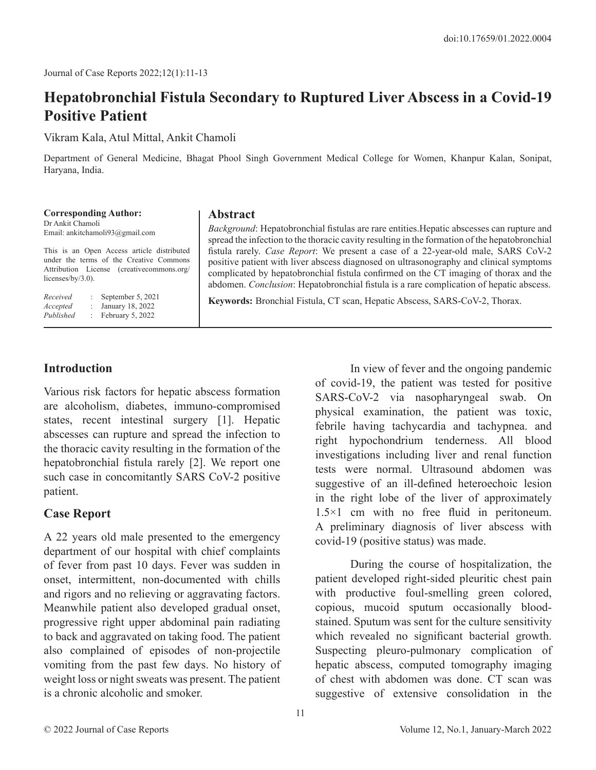doi:10.17659/01.2022.0004

# Hepatobronchial Fistula Secondary to Ruptured Liver Abscess in a Covid-19 Positive Patient

Vikram Kala, Atul Mittal, Ankit Chamoli

Department of General Medicine, Bhagat Phool Singh Government Medical College for Women, Khanpur Kalan, Sonipat, Haryana, India.

**Corresponding Author:**
Dr Ankit Chamoli
Email: ankitchamoli93@gmail.com

This is an Open Access article distributed under the terms of the Creative Commons Attribution License (creativecommons.org/licenses/by/3.0).

*Received* : September 5, 2021
*Accepted* : January 18, 2022
*Published* : February 5, 2022

## Abstract

*Background*: Hepatobronchial fistulas are rare entities.Hepatic abscesses can rupture and spread the infection to the thoracic cavity resulting in the formation of the hepatobronchial fistula rarely. *Case Report*: We present a case of a 22-year-old male, SARS CoV-2 positive patient with liver abscess diagnosed on ultrasonography and clinical symptoms complicated by hepatobronchial fistula confirmed on the CT imaging of thorax and the abdomen. *Conclusion*: Hepatobronchial fistula is a rare complication of hepatic abscess.

**Keywords:** Bronchial Fistula, CT scan, Hepatic Abscess, SARS-CoV-2, Thorax.

## Introduction

Various risk factors for hepatic abscess formation are alcoholism, diabetes, immuno-compromised states, recent intestinal surgery [1]. Hepatic abscesses can rupture and spread the infection to the thoracic cavity resulting in the formation of the hepatobronchial fistula rarely [2]. We report one such case in concomitantly SARS CoV-2 positive patient.

## Case Report

A 22 years old male presented to the emergency department of our hospital with chief complaints of fever from past 10 days. Fever was sudden in onset, intermittent, non-documented with chills and rigors and no relieving or aggravating factors. Meanwhile patient also developed gradual onset, progressive right upper abdominal pain radiating to back and aggravated on taking food. The patient also complained of episodes of non-projectile vomiting from the past few days. No history of weight loss or night sweats was present. The patient is a chronic alcoholic and smoker.

In view of fever and the ongoing pandemic of covid-19, the patient was tested for positive SARS-CoV-2 via nasopharyngeal swab. On physical examination, the patient was toxic, febrile having tachycardia and tachypnea. and right hypochondrium tenderness. All blood investigations including liver and renal function tests were normal. Ultrasound abdomen was suggestive of an ill-defined heteroechoic lesion in the right lobe of the liver of approximately 1.5×1 cm with no free fluid in peritoneum. A preliminary diagnosis of liver abscess with covid-19 (positive status) was made.

During the course of hospitalization, the patient developed right-sided pleuritic chest pain with productive foul-smelling green colored, copious, mucoid sputum occasionally blood-stained. Sputum was sent for the culture sensitivity which revealed no significant bacterial growth. Suspecting pleuro-pulmonary complication of hepatic abscess, computed tomography imaging of chest with abdomen was done. CT scan was suggestive of extensive consolidation in the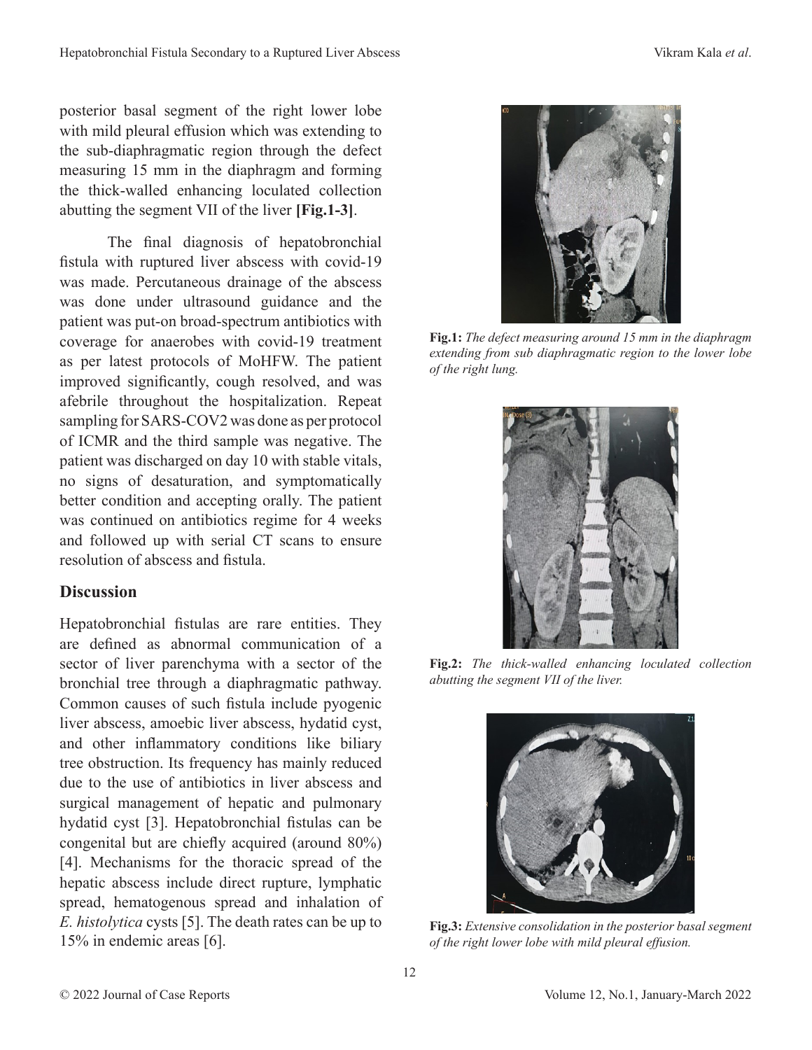posterior basal segment of the right lower lobe with mild pleural effusion which was extending to the sub-diaphragmatic region through the defect measuring 15 mm in the diaphragm and forming the thick-walled enhancing loculated collection abutting the segment VII of the liver **[Fig.1-3]**.

The final diagnosis of hepatobronchial fistula with ruptured liver abscess with covid-19 was made. Percutaneous drainage of the abscess was done under ultrasound guidance and the patient was put-on broad-spectrum antibiotics with coverage for anaerobes with covid-19 treatment as per latest protocols of MoHFW. The patient improved significantly, cough resolved, and was afebrile throughout the hospitalization. Repeat sampling for SARS-COV2 was done as per protocol of ICMR and the third sample was negative. The patient was discharged on day 10 with stable vitals, no signs of desaturation, and symptomatically better condition and accepting orally. The patient was continued on antibiotics regime for 4 weeks and followed up with serial CT scans to ensure resolution of abscess and fistula.

## Discussion

Hepatobronchial fistulas are rare entities. They are defined as abnormal communication of a sector of liver parenchyma with a sector of the bronchial tree through a diaphragmatic pathway. Common causes of such fistula include pyogenic liver abscess, amoebic liver abscess, hydatid cyst, and other inflammatory conditions like biliary tree obstruction. Its frequency has mainly reduced due to the use of antibiotics in liver abscess and surgical management of hepatic and pulmonary hydatid cyst [3]. Hepatobronchial fistulas can be congenital but are chiefly acquired (around 80%) [4]. Mechanisms for the thoracic spread of the hepatic abscess include direct rupture, lymphatic spread, hematogenous spread and inhalation of *E. histolytica* cysts [5]. The death rates can be up to 15% in endemic areas [6].

**Fig.1:** *The defect measuring around 15 mm in the diaphragm extending from sub diaphragmatic region to the lower lobe of the right lung.*

**Fig.2:** *The thick-walled enhancing loculated collection abutting the segment VII of the liver.*

**Fig.3:** *Extensive consolidation in the posterior basal segment of the right lower lobe with mild pleural effusion.*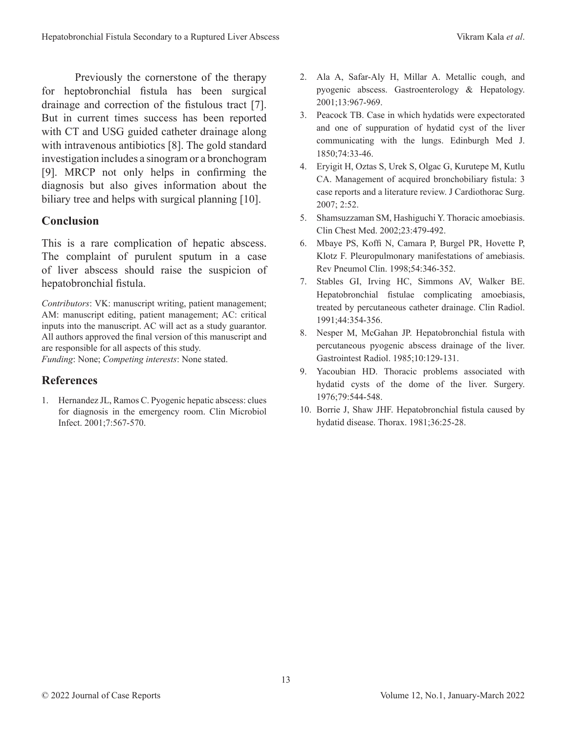Previously the cornerstone of the therapy for heptobronchial fistula has been surgical drainage and correction of the fistulous tract [7]. But in current times success has been reported with CT and USG guided catheter drainage along with intravenous antibiotics [8]. The gold standard investigation includes a sinogram or a bronchogram [9]. MRCP not only helps in confirming the diagnosis but also gives information about the biliary tree and helps with surgical planning [10].

## Conclusion

This is a rare complication of hepatic abscess. The complaint of purulent sputum in a case of liver abscess should raise the suspicion of hepatobronchial fistula.

*Contributors*: VK: manuscript writing, patient management; AM: manuscript editing, patient management; AC: critical inputs into the manuscript. AC will act as a study guarantor. All authors approved the final version of this manuscript and are responsible for all aspects of this study.
*Funding*: None; *Competing interests*: None stated.

## References

1. Hernandez JL, Ramos C. Pyogenic hepatic abscess: clues for diagnosis in the emergency room. Clin Microbiol Infect. 2001;7:567-570.
2. Ala A, Safar-Aly H, Millar A. Metallic cough, and pyogenic abscess. Gastroenterology & Hepatology. 2001;13:967-969.
3. Peacock TB. Case in which hydatids were expectorated and one of suppuration of hydatid cyst of the liver communicating with the lungs. Edinburgh Med J. 1850;74:33-46.
4. Eryigit H, Oztas S, Urek S, Olgac G, Kurutepe M, Kutlu CA. Management of acquired bronchobiliary fistula: 3 case reports and a literature review. J Cardiothorac Surg. 2007; 2:52.
5. Shamsuzzaman SM, Hashiguchi Y. Thoracic amoebiasis. Clin Chest Med. 2002;23:479-492.
6. Mbaye PS, Koffi N, Camara P, Burgel PR, Hovette P, Klotz F. Pleuropulmonary manifestations of amebiasis. Rev Pneumol Clin. 1998;54:346-352.
7. Stables GI, Irving HC, Simmons AV, Walker BE. Hepatobronchial fistulae complicating amoebiasis, treated by percutaneous catheter drainage. Clin Radiol. 1991;44:354-356.
8. Nesper M, McGahan JP. Hepatobronchial fistula with percutaneous pyogenic abscess drainage of the liver. Gastrointest Radiol. 1985;10:129-131.
9. Yacoubian HD. Thoracic problems associated with hydatid cysts of the dome of the liver. Surgery. 1976;79:544-548.
10. Borrie J, Shaw JHF. Hepatobronchial fistula caused by hydatid disease. Thorax. 1981;36:25-28.